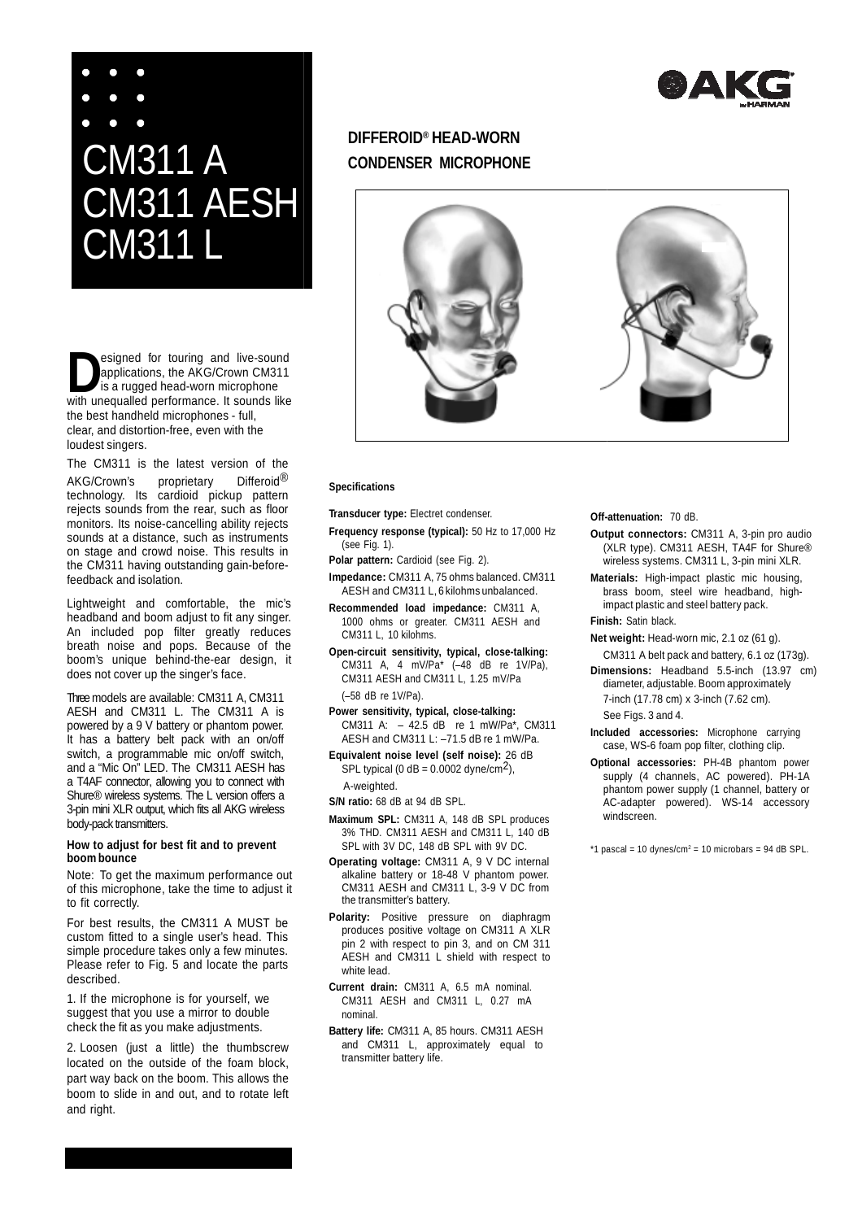# CM311 A
# CM311 AESH
# CM311 L

## DIFFEROID® HEAD-WORN CONDENSER MICROPHONE

Designed for touring and live-sound applications, the AKG/Crown CM311 is a rugged head-worn microphone with unequalled performance. It sounds like the best handheld microphones - full, clear, and distortion-free, even with the loudest singers.

The CM311 is the latest version of the AKG/Crown's proprietary Differoid® technology. Its cardioid pickup pattern rejects sounds from the rear, such as floor monitors. Its noise-cancelling ability rejects sounds at a distance, such as instruments on stage and crowd noise. This results in the CM311 having outstanding gain-before-feedback and isolation.

Lightweight and comfortable, the mic's headband and boom adjust to fit any singer. An included pop filter greatly reduces breath noise and pops. Because of the boom's unique behind-the-ear design, it does not cover up the singer's face.

Three models are available: CM311 A, CM311 AESH and CM311 L. The CM311 A is powered by a 9 V battery or phantom power. It has a battery belt pack with an on/off switch, a programmable mic on/off switch, and a "Mic On" LED. The CM311 AESH has a T4AF connector, allowing you to connect with Shure® wireless systems. The L version offers a 3-pin mini XLR output, which fits all AKG wireless body-pack transmitters.

### How to adjust for best fit and to prevent boom bounce

Note: To get the maximum performance out of this microphone, take the time to adjust it to fit correctly.

For best results, the CM311 A MUST be custom fitted to a single user's head. This simple procedure takes only a few minutes. Please refer to Fig. 5 and locate the parts described.

1. If the microphone is for yourself, we suggest that you use a mirror to double check the fit as you make adjustments.

2. Loosen (just a little) the thumbscrew located on the outside of the foam block, part way back on the boom. This allows the boom to slide in and out, and to rotate left and right.

### Specifications

**Transducer type:** Electret condenser.

**Frequency response (typical):** 50 Hz to 17,000 Hz (see Fig. 1).

**Polar pattern:** Cardioid (see Fig. 2).

**Impedance:** CM311 A, 75 ohms balanced. CM311 AESH and CM311 L, 6 kilohms unbalanced.

**Recommended load impedance:** CM311 A, 1000 ohms or greater. CM311 AESH and CM311 L, 10 kilohms.

**Open-circuit sensitivity, typical, close-talking:** CM311 A, 4 mV/Pa* (–48 dB re 1V/Pa), CM311 AESH and CM311 L, 1.25 mV/Pa (–58 dB re 1V/Pa).

**Power sensitivity, typical, close-talking:** CM311 A: – 42.5 dB re 1 mW/Pa*, CM311 AESH and CM311 L: –71.5 dB re 1 mW/Pa.

**Equivalent noise level (self noise):** 26 dB SPL typical (0 dB = 0.0002 dyne/cm$^2$), A-weighted.

**S/N ratio:** 68 dB at 94 dB SPL.

**Maximum SPL:** CM311 A, 148 dB SPL produces 3% THD. CM311 AESH and CM311 L, 140 dB SPL with 3V DC, 148 dB SPL with 9V DC.

**Operating voltage:** CM311 A, 9 V DC internal alkaline battery or 18-48 V phantom power. CM311 AESH and CM311 L, 3-9 V DC from the transmitter's battery.

**Polarity:** Positive pressure on diaphragm produces positive voltage on CM311 A XLR pin 2 with respect to pin 3, and on CM 311 AESH and CM311 L shield with respect to white lead.

**Current drain:** CM311 A, 6.5 mA nominal. CM311 AESH and CM311 L, 0.27 mA nominal.

**Battery life:** CM311 A, 85 hours. CM311 AESH and CM311 L, approximately equal to transmitter battery life.

**Off-attenuation:** 70 dB.

**Output connectors:** CM311 A, 3-pin pro audio (XLR type). CM311 AESH, TA4F for Shure® wireless systems. CM311 L, 3-pin mini XLR.

**Materials:** High-impact plastic mic housing, brass boom, steel wire headband, high-impact plastic and steel battery pack.

**Finish:** Satin black.

**Net weight:** Head-worn mic, 2.1 oz (61 g). CM311 A belt pack and battery, 6.1 oz (173g).

**Dimensions:** Headband 5.5-inch (13.97 cm) diameter, adjustable. Boom approximately 7-inch (17.78 cm) x 3-inch (7.62 cm). See Figs. 3 and 4.

**Included accessories:** Microphone carrying case, WS-6 foam pop filter, clothing clip.

**Optional accessories:** PH-4B phantom power supply (4 channels, AC powered). PH-1A phantom power supply (1 channel, battery or AC-adapter powered). WS-14 accessory windscreen.

*1 pascal = 10 dynes/cm$^2$ = 10 microbars = 94 dB SPL.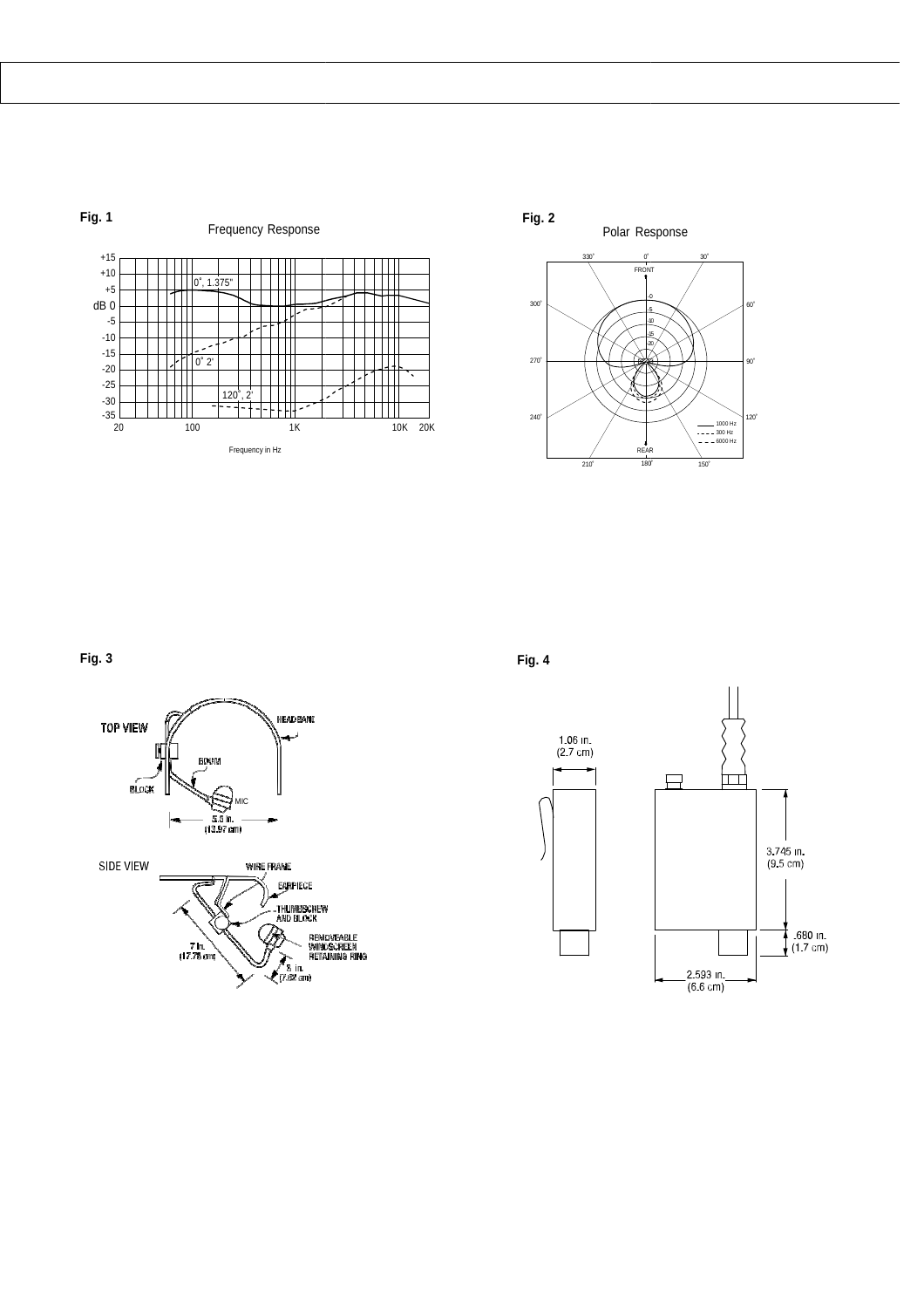**Fig. 1**

Frequency Response

+15
+10
+5
dB 0
-5
-10
-15
-20
-25
-30
-35

20 100 1K 10K 20K

Frequency in Hz

0˚, 1.375"

0˚ 2'

120˚, 2'

**Fig. 2**

Polar Response

330˚ 0˚ 30˚

FRONT

300˚ 60˚

270˚ 90˚

240˚ 120˚

REAR

210˚ 180˚ 150˚

1000 Hz
300 Hz
6000 Hz

**Fig. 3**

TOP VIEW

HEADBAND

BOOM

BLOCK

MIC

5.5 in.
(13.97 cm)

SIDE VIEW

WIRE FRAME

EARPIECE

THUMBSCREW AND BLOCK

REMOVEABLE WINDSCREEN RETAINING RING

7 in.
(17.78 cm)

3 in.
(7.62 cm)

**Fig. 4**

1.06 in.
(2.7 cm)

3.745 in.
(9.5 cm)

.680 in.
(1.7 cm)

2.593 in.
(6.6 cm)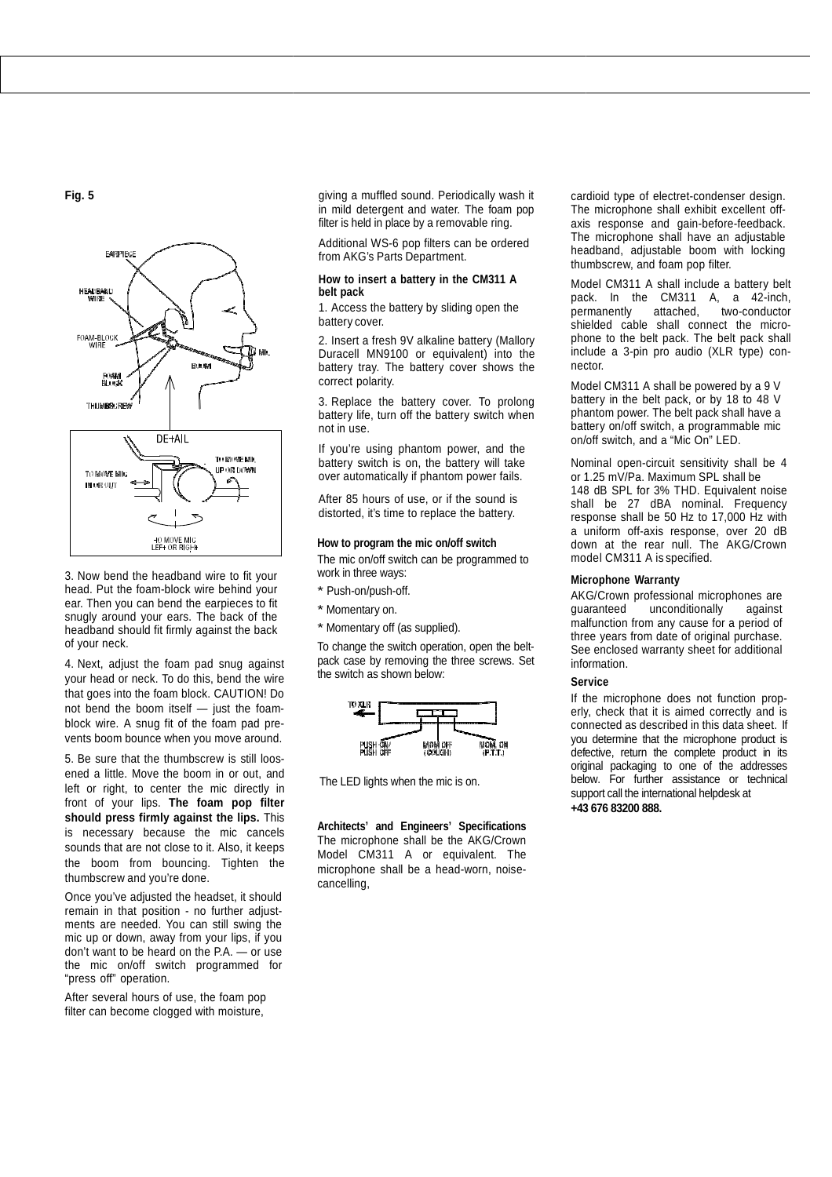**Fig. 5**

3. Now bend the headband wire to fit your head. Put the foam-block wire behind your ear. Then you can bend the earpieces to fit snugly around your ears. The back of the headband should fit firmly against the back of your neck.

4. Next, adjust the foam pad snug against your head or neck. To do this, bend the wire that goes into the foam block. CAUTION! Do not bend the boom itself — just the foam-block wire. A snug fit of the foam pad prevents boom bounce when you move around.

5. Be sure that the thumbscrew is still loosened a little. Move the boom in or out, and left or right, to center the mic directly in front of your lips. **The foam pop filter should press firmly against the lips.** This is necessary because the mic cancels sounds that are not close to it. Also, it keeps the boom from bouncing. Tighten the thumbscrew and you're done.

Once you've adjusted the headset, it should remain in that position - no further adjustments are needed. You can still swing the mic up or down, away from your lips, if you don't want to be heard on the P.A. — or use the mic on/off switch programmed for "press off" operation.

After several hours of use, the foam pop filter can become clogged with moisture, giving a muffled sound. Periodically wash it in mild detergent and water. The foam pop filter is held in place by a removable ring.

Additional WS-6 pop filters can be ordered from AKG's Parts Department.

**How to insert a battery in the CM311 A belt pack**

1. Access the battery by sliding open the battery cover.

2. Insert a fresh 9V alkaline battery (Mallory Duracell MN9100 or equivalent) into the battery tray. The battery cover shows the correct polarity.

3. Replace the battery cover. To prolong battery life, turn off the battery switch when not in use.

If you're using phantom power, and the battery switch is on, the battery will take over automatically if phantom power fails.

After 85 hours of use, or if the sound is distorted, it's time to replace the battery.

**How to program the mic on/off switch**

The mic on/off switch can be programmed to work in three ways:

* Push-on/push-off.
* Momentary on.
* Momentary off (as supplied).

To change the switch operation, open the belt-pack case by removing the three screws. Set the switch as shown below:

The LED lights when the mic is on.

**Architects' and Engineers' Specifications**

The microphone shall be the AKG/Crown Model CM311 A or equivalent. The microphone shall be a head-worn, noise-cancelling, cardioid type of electret-condenser design. The microphone shall exhibit excellent off-axis response and gain-before-feedback. The microphone shall have an adjustable headband, adjustable boom with locking thumbscrew, and foam pop filter.

Model CM311 A shall include a battery belt pack. In the CM311 A, a 42-inch, permanently attached, two-conductor shielded cable shall connect the microphone to the belt pack. The belt pack shall include a 3-pin pro audio (XLR type) connector.

Model CM311 A shall be powered by a 9 V battery in the belt pack, or by 18 to 48 V phantom power. The belt pack shall have a battery on/off switch, a programmable mic on/off switch, and a "Mic On" LED.

Nominal open-circuit sensitivity shall be 4 or 1.25 mV/Pa. Maximum SPL shall be 148 dB SPL for 3% THD. Equivalent noise shall be 27 dBA nominal. Frequency response shall be 50 Hz to 17,000 Hz with a uniform off-axis response, over 20 dB down at the rear null. The AKG/Crown model CM311 A is specified.

**Microphone Warranty**

AKG/Crown professional microphones are guaranteed unconditionally against malfunction from any cause for a period of three years from date of original purchase. See enclosed warranty sheet for additional information.

**Service**

If the microphone does not function properly, check that it is aimed correctly and is connected as described in this data sheet. If you determine that the microphone product is defective, return the complete product in its original packaging to one of the addresses below. For further assistance or technical support call the international helpdesk at **+43 676 83200 888.**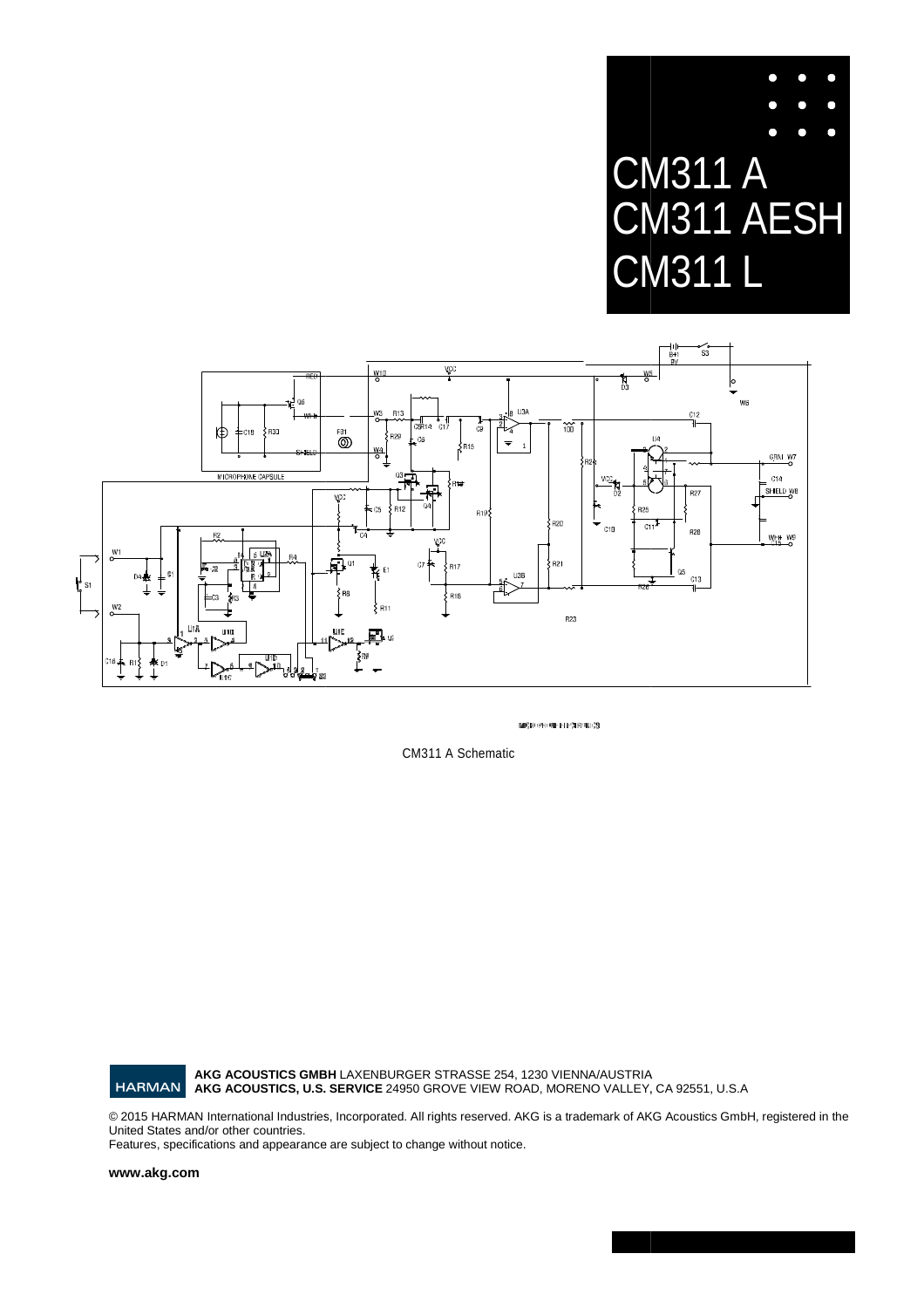# CM311 A
# CM311 AESH
# CM311 L

W10
VCC
RED
Q6
WHT
W3
R13
C8R14
C17
C9
U3A
100
C12
B1
9V
S3
W5
D3
W6
C19
R30
FB1
R29
C6
R15
SHIELD
W4
R24
U4
GRN W7
MICROPHONE CAPSULE
Q3
R16
Q4
VCC
D2
C14
SHIELD W8
R27
VCC
C5
R12
R19
R25
C4
R20
C10
C11
R28
WHT W9
R2
W1
U2A
R4
VCC
C2
Q1
E1
C7
R17
R21
D4
C1
U3B
Q5
S1
C3
R3
R8
R11
R18
R26
C13
W2
R23
U1A
U1B
U1E
U2
C16
R1
D1
U1C
U1D
R7
S2

CM311 A Schematic

**AKG ACOUSTICS GMBH** LAXENBURGER STRASSE 254, 1230 VIENNA/AUSTRIA
**AKG ACOUSTICS, U.S. SERVICE** 24950 GROVE VIEW ROAD, MORENO VALLEY, CA 92551, U.S.A

© 2015 HARMAN International Industries, Incorporated. All rights reserved. AKG is a trademark of AKG Acoustics GmbH, registered in the United States and/or other countries.
Features, specifications and appearance are subject to change without notice.

**www.akg.com**